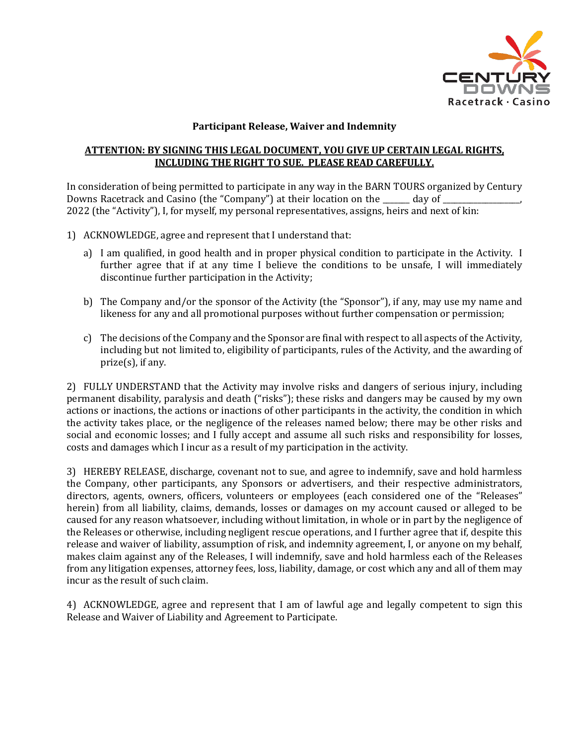CENTURY DOWNS Racetrack · Casino

# Participant Release, Waiver and Indemnity

**ATTENTION: BY SIGNING THIS LEGAL DOCUMENT, YOU GIVE UP CERTAIN LEGAL RIGHTS, INCLUDING THE RIGHT TO SUE. PLEASE READ CAREFULLY.**

In consideration of being permitted to participate in any way in the BARN TOURS organized by Century Downs Racetrack and Casino (the "Company") at their location on the ______ day of ________________, 2022 (the "Activity"), I, for myself, my personal representatives, assigns, heirs and next of kin:

1) ACKNOWLEDGE, agree and represent that I understand that:

   a) I am qualified, in good health and in proper physical condition to participate in the Activity. I further agree that if at any time I believe the conditions to be unsafe, I will immediately discontinue further participation in the Activity;

   b) The Company and/or the sponsor of the Activity (the "Sponsor"), if any, may use my name and likeness for any and all promotional purposes without further compensation or permission;

   c) The decisions of the Company and the Sponsor are final with respect to all aspects of the Activity, including but not limited to, eligibility of participants, rules of the Activity, and the awarding of prize(s), if any.

2) FULLY UNDERSTAND that the Activity may involve risks and dangers of serious injury, including permanent disability, paralysis and death ("risks"); these risks and dangers may be caused by my own actions or inactions, the actions or inactions of other participants in the activity, the condition in which the activity takes place, or the negligence of the releases named below; there may be other risks and social and economic losses; and I fully accept and assume all such risks and responsibility for losses, costs and damages which I incur as a result of my participation in the activity.

3) HEREBY RELEASE, discharge, covenant not to sue, and agree to indemnify, save and hold harmless the Company, other participants, any Sponsors or advertisers, and their respective administrators, directors, agents, owners, officers, volunteers or employees (each considered one of the "Releases" herein) from all liability, claims, demands, losses or damages on my account caused or alleged to be caused for any reason whatsoever, including without limitation, in whole or in part by the negligence of the Releases or otherwise, including negligent rescue operations, and I further agree that if, despite this release and waiver of liability, assumption of risk, and indemnity agreement, I, or anyone on my behalf, makes claim against any of the Releases, I will indemnify, save and hold harmless each of the Releases from any litigation expenses, attorney fees, loss, liability, damage, or cost which any and all of them may incur as the result of such claim.

4) ACKNOWLEDGE, agree and represent that I am of lawful age and legally competent to sign this Release and Waiver of Liability and Agreement to Participate.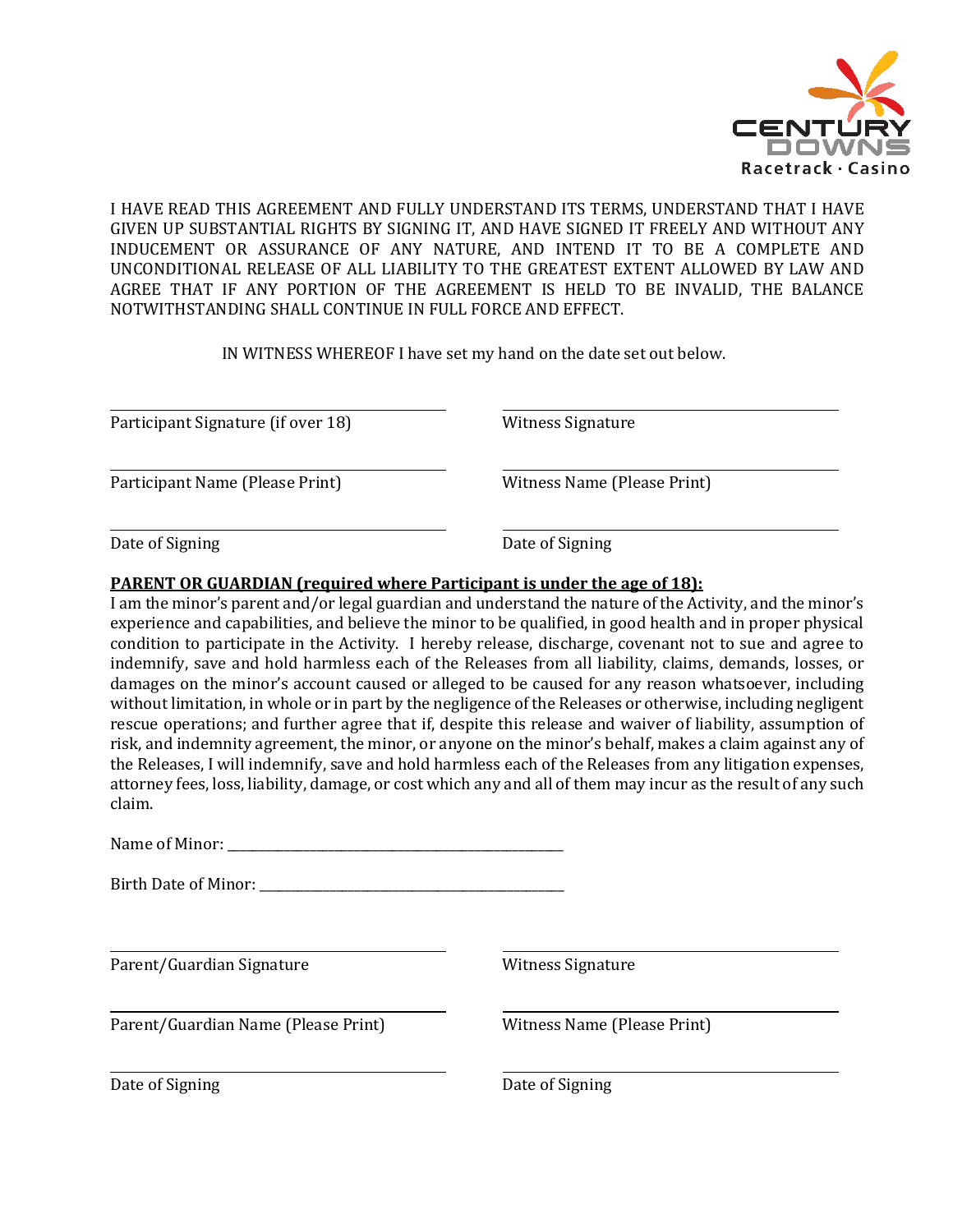I HAVE READ THIS AGREEMENT AND FULLY UNDERSTAND ITS TERMS, UNDERSTAND THAT I HAVE GIVEN UP SUBSTANTIAL RIGHTS BY SIGNING IT, AND HAVE SIGNED IT FREELY AND WITHOUT ANY INDUCEMENT OR ASSURANCE OF ANY NATURE, AND INTEND IT TO BE A COMPLETE AND UNCONDITIONAL RELEASE OF ALL LIABILITY TO THE GREATEST EXTENT ALLOWED BY LAW AND AGREE THAT IF ANY PORTION OF THE AGREEMENT IS HELD TO BE INVALID, THE BALANCE NOTWITHSTANDING SHALL CONTINUE IN FULL FORCE AND EFFECT.

IN WITNESS WHEREOF I have set my hand on the date set out below.

| | |
|---|---|
| ______________________ | ______________________ |
| Participant Signature (if over 18) | Witness Signature |
| ______________________ | ______________________ |
| Participant Name (Please Print) | Witness Name (Please Print) |
| ______________________ | ______________________ |
| Date of Signing | Date of Signing |

**PARENT OR GUARDIAN (required where Participant is under the age of 18):**

I am the minor's parent and/or legal guardian and understand the nature of the Activity, and the minor's experience and capabilities, and believe the minor to be qualified, in good health and in proper physical condition to participate in the Activity. I hereby release, discharge, covenant not to sue and agree to indemnify, save and hold harmless each of the Releases from all liability, claims, demands, losses, or damages on the minor's account caused or alleged to be caused for any reason whatsoever, including without limitation, in whole or in part by the negligence of the Releases or otherwise, including negligent rescue operations; and further agree that if, despite this release and waiver of liability, assumption of risk, and indemnity agreement, the minor, or anyone on the minor's behalf, makes a claim against any of the Releases, I will indemnify, save and hold harmless each of the Releases from any litigation expenses, attorney fees, loss, liability, damage, or cost which any and all of them may incur as the result of any such claim.

Name of Minor: ____________________________________________

Birth Date of Minor: ________________________________________

| | |
|---|---|
| ______________________ | ______________________ |
| Parent/Guardian Signature | Witness Signature |
| ______________________ | ______________________ |
| Parent/Guardian Name (Please Print) | Witness Name (Please Print) |
| ______________________ | ______________________ |
| Date of Signing | Date of Signing |